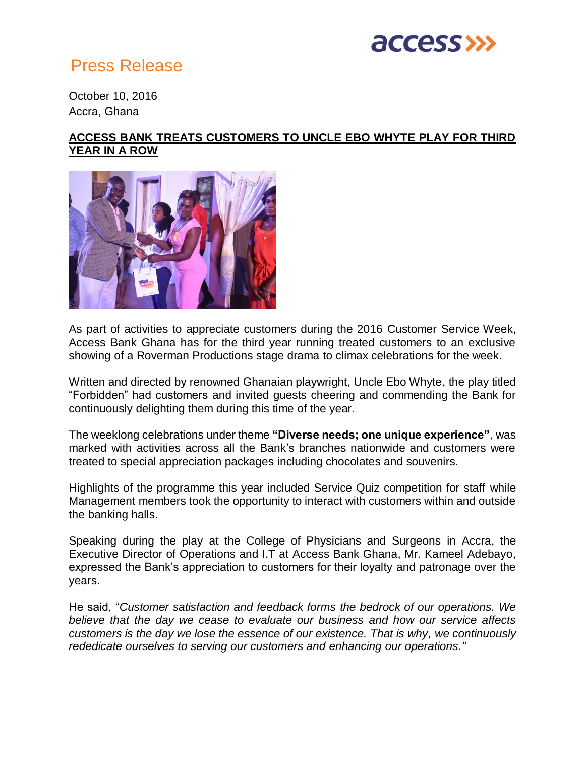access

# Press Release

October 10, 2016
Accra, Ghana

## ACCESS BANK TREATS CUSTOMERS TO UNCLE EBO WHYTE PLAY FOR THIRD YEAR IN A ROW

As part of activities to appreciate customers during the 2016 Customer Service Week, Access Bank Ghana has for the third year running treated customers to an exclusive showing of a Roverman Productions stage drama to climax celebrations for the week.

Written and directed by renowned Ghanaian playwright, Uncle Ebo Whyte, the play titled "Forbidden" had customers and invited guests cheering and commending the Bank for continuously delighting them during this time of the year.

The weeklong celebrations under theme **"Diverse needs; one unique experience"**, was marked with activities across all the Bank's branches nationwide and customers were treated to special appreciation packages including chocolates and souvenirs.

Highlights of the programme this year included Service Quiz competition for staff while Management members took the opportunity to interact with customers within and outside the banking halls.

Speaking during the play at the College of Physicians and Surgeons in Accra, the Executive Director of Operations and I.T at Access Bank Ghana, Mr. Kameel Adebayo, expressed the Bank's appreciation to customers for their loyalty and patronage over the years.

He said, "*Customer satisfaction and feedback forms the bedrock of our operations. We believe that the day we cease to evaluate our business and how our service affects customers is the day we lose the essence of our existence. That is why, we continuously rededicate ourselves to serving our customers and enhancing our operations."*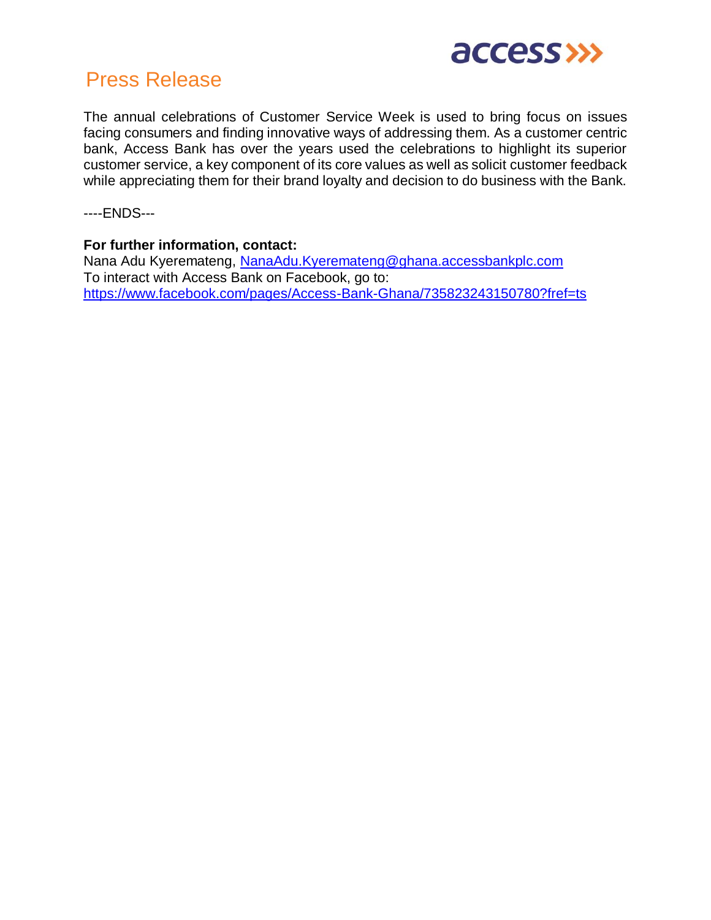## Press Release

The annual celebrations of Customer Service Week is used to bring focus on issues facing consumers and finding innovative ways of addressing them. As a customer centric bank, Access Bank has over the years used the celebrations to highlight its superior customer service, a key component of its core values as well as solicit customer feedback while appreciating them for their brand loyalty and decision to do business with the Bank.

----ENDS---

**For further information, contact:**
Nana Adu Kyeremateng, NanaAdu.Kyeremateng@ghana.accessbankplc.com
To interact with Access Bank on Facebook, go to:
https://www.facebook.com/pages/Access-Bank-Ghana/735823243150780?fref=ts